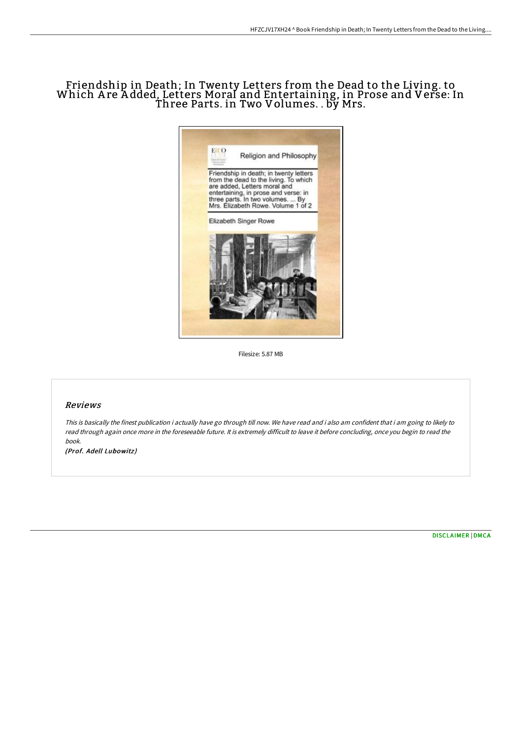# Friendship in Death; In Twenty Letters from the Dead to the Living. to Which Are Added, Letters Moral and Entertaining, in Prose and Verse: In Three Parts. in Two Volumes. . by Mrs.

Filesize: 5.87 MB

## Reviews

*This is basically the finest publication i actually have go through till now. We have read and i also am confident that i am going to likely to read through again once more in the foreseeable future. It is extremely difficult to leave it before concluding, once you begin to read the book.*

*(Prof. Adell Lubowitz)*

DISCLAIMER | DMCA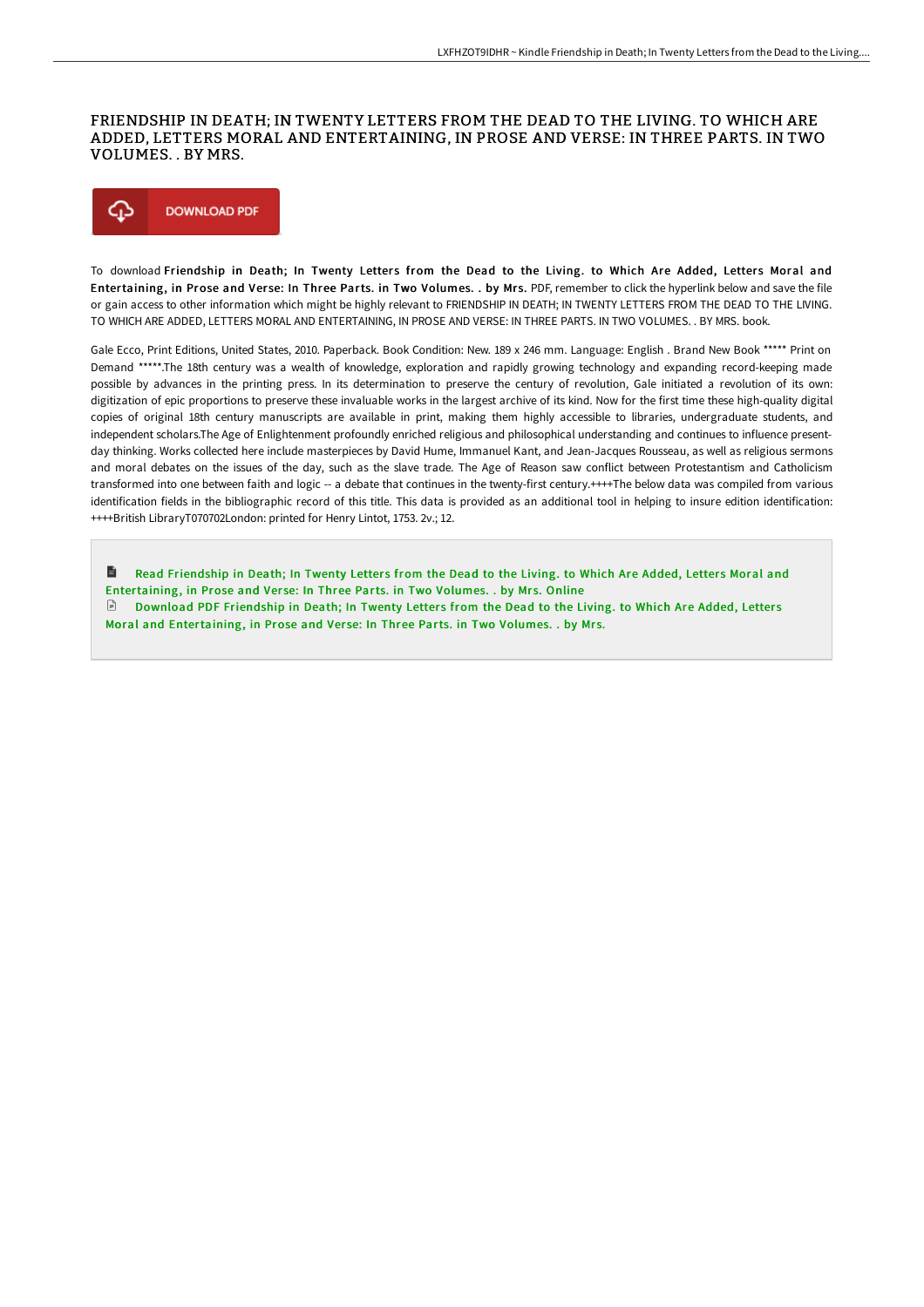# FRIENDSHIP IN DEATH; IN TWENTY LETTERS FROM THE DEAD TO THE LIVING. TO WHICH ARE ADDED, LETTERS MORAL AND ENTERTAINING, IN PROSE AND VERSE: IN THREE PARTS. IN TWO VOLUMES. . BY MRS.

DOWNLOAD PDF

To download **Friendship in Death; In Twenty Letters from the Dead to the Living. to Which Are Added, Letters Moral and Entertaining, in Prose and Verse: In Three Parts. in Two Volumes. . by Mrs.** PDF, remember to click the hyperlink below and save the file or gain access to other information which might be highly relevant to FRIENDSHIP IN DEATH; IN TWENTY LETTERS FROM THE DEAD TO THE LIVING. TO WHICH ARE ADDED, LETTERS MORAL AND ENTERTAINING, IN PROSE AND VERSE: IN THREE PARTS. IN TWO VOLUMES. . BY MRS. book.

Gale Ecco, Print Editions, United States, 2010. Paperback. Book Condition: New. 189 x 246 mm. Language: English . Brand New Book ***** Print on Demand *****.The 18th century was a wealth of knowledge, exploration and rapidly growing technology and expanding record-keeping made possible by advances in the printing press. In its determination to preserve the century of revolution, Gale initiated a revolution of its own: digitization of epic proportions to preserve these invaluable works in the largest archive of its kind. Now for the first time these high-quality digital copies of original 18th century manuscripts are available in print, making them highly accessible to libraries, undergraduate students, and independent scholars.The Age of Enlightenment profoundly enriched religious and philosophical understanding and continues to influence present-day thinking. Works collected here include masterpieces by David Hume, Immanuel Kant, and Jean-Jacques Rousseau, as well as religious sermons and moral debates on the issues of the day, such as the slave trade. The Age of Reason saw conflict between Protestantism and Catholicism transformed into one between faith and logic -- a debate that continues in the twenty-first century.++++The below data was compiled from various identification fields in the bibliographic record of this title. This data is provided as an additional tool in helping to insure edition identification: ++++British LibraryT070702London: printed for Henry Lintot, 1753. 2v.; 12.

- Read Friendship in Death; In Twenty Letters from the Dead to the Living. to Which Are Added, Letters Moral and Entertaining, in Prose and Verse: In Three Parts. in Two Volumes. . by Mrs. Online
- Download PDF Friendship in Death; In Twenty Letters from the Dead to the Living. to Which Are Added, Letters Moral and Entertaining, in Prose and Verse: In Three Parts. in Two Volumes. . by Mrs.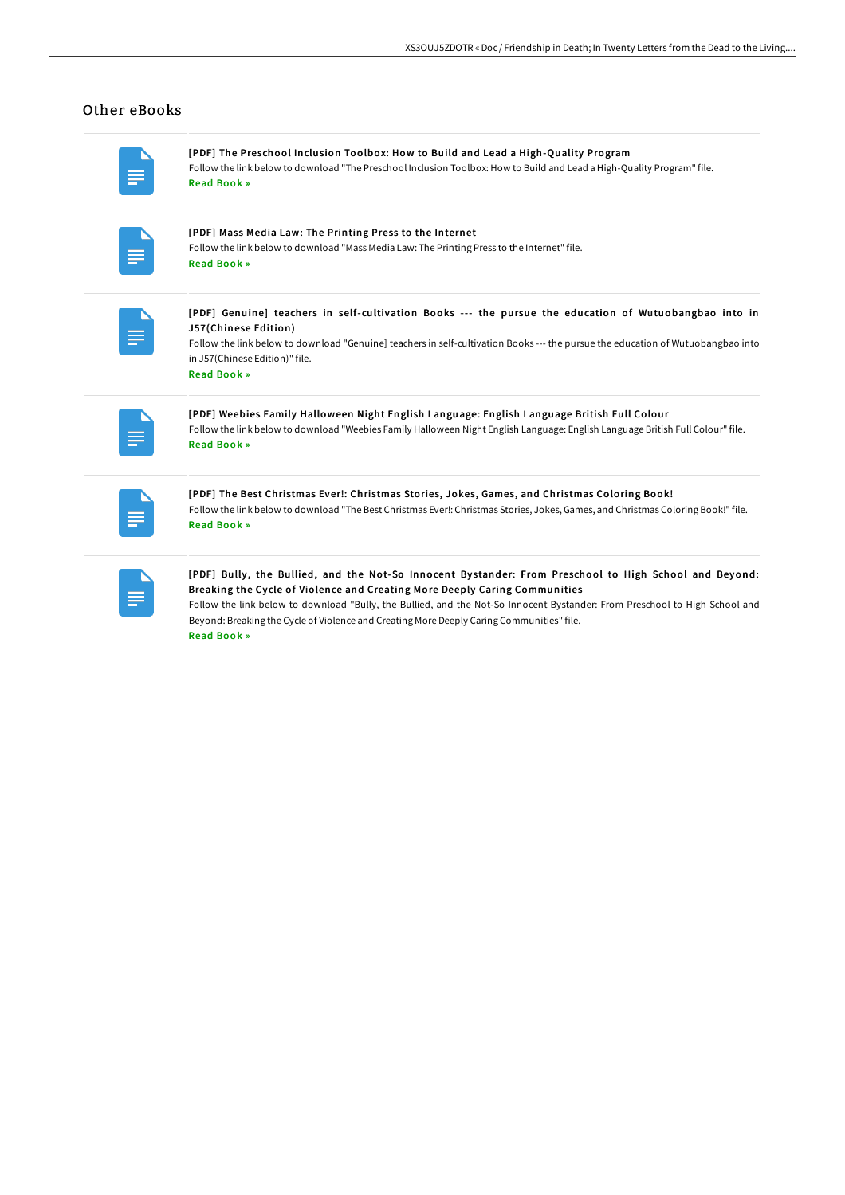## Other eBooks

**[PDF] The Preschool Inclusion Toolbox: How to Build and Lead a High-Quality Program**
Follow the link below to download "The Preschool Inclusion Toolbox: How to Build and Lead a High-Quality Program" file.
Read Book »

**[PDF] Mass Media Law: The Printing Press to the Internet**
Follow the link below to download "Mass Media Law: The Printing Press to the Internet" file.
Read Book »

**[PDF] Genuine] teachers in self-cultivation Books --- the pursue the education of Wutuobangbao into in J57(Chinese Edition)**
Follow the link below to download "Genuine] teachers in self-cultivation Books --- the pursue the education of Wutuobangbao into in J57(Chinese Edition)" file.
Read Book »

**[PDF] Weebies Family Halloween Night English Language: English Language British Full Colour**
Follow the link below to download "Weebies Family Halloween Night English Language: English Language British Full Colour" file.
Read Book »

**[PDF] The Best Christmas Ever!: Christmas Stories, Jokes, Games, and Christmas Coloring Book!**
Follow the link below to download "The Best Christmas Ever!: Christmas Stories, Jokes, Games, and Christmas Coloring Book!" file.
Read Book »

**[PDF] Bully, the Bullied, and the Not-So Innocent Bystander: From Preschool to High School and Beyond: Breaking the Cycle of Violence and Creating More Deeply Caring Communities**
Follow the link below to download "Bully, the Bullied, and the Not-So Innocent Bystander: From Preschool to High School and Beyond: Breaking the Cycle of Violence and Creating More Deeply Caring Communities" file.
Read Book »